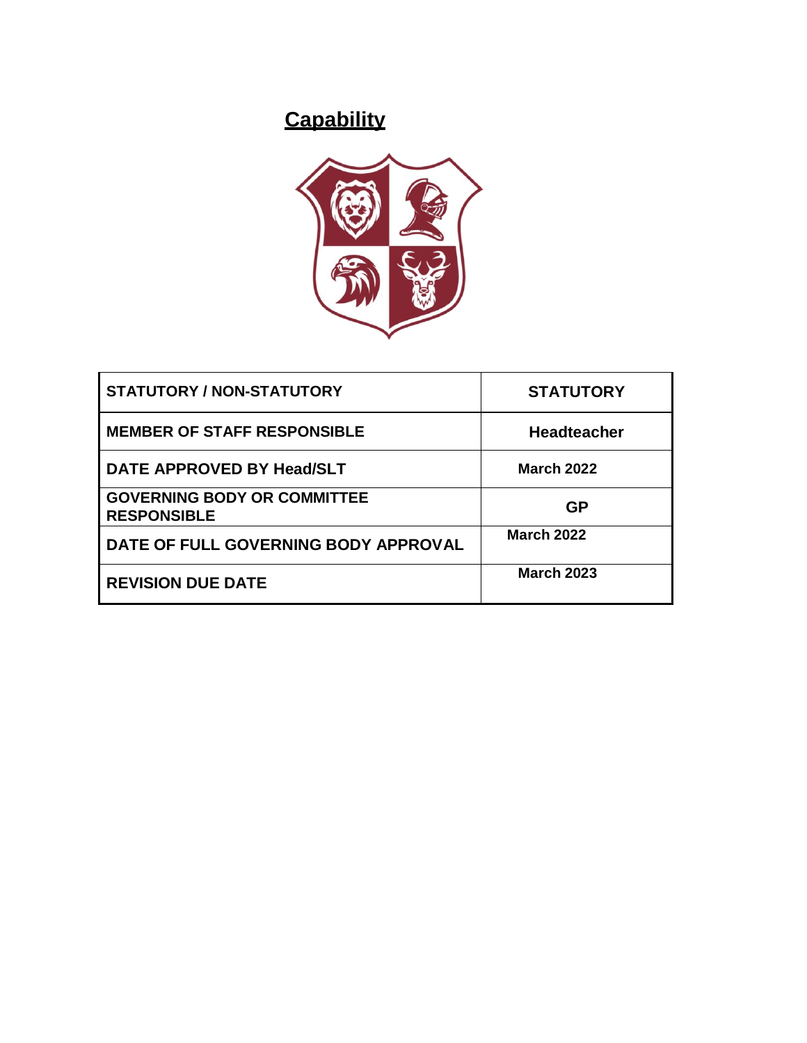# Capability

| STATUTORY / NON-STATUTORY | STATUTORY |
|---|---|
| MEMBER OF STAFF RESPONSIBLE | Headteacher |
| DATE APPROVED BY Head/SLT | March 2022 |
| GOVERNING BODY OR COMMITTEE RESPONSIBLE | GP |
| DATE OF FULL GOVERNING BODY APPROVAL | March 2022 |
| REVISION DUE DATE | March 2023 |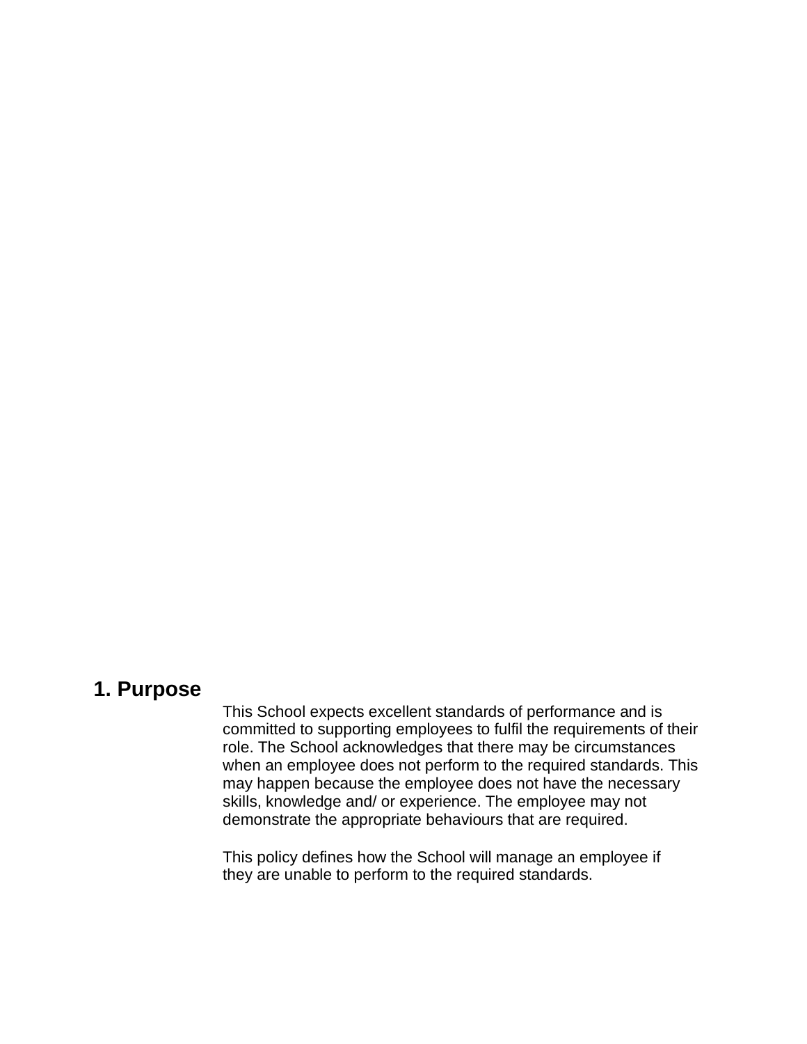## 1. Purpose

This School expects excellent standards of performance and is committed to supporting employees to fulfil the requirements of their role. The School acknowledges that there may be circumstances when an employee does not perform to the required standards. This may happen because the employee does not have the necessary skills, knowledge and/ or experience. The employee may not demonstrate the appropriate behaviours that are required.

This policy defines how the School will manage an employee if they are unable to perform to the required standards.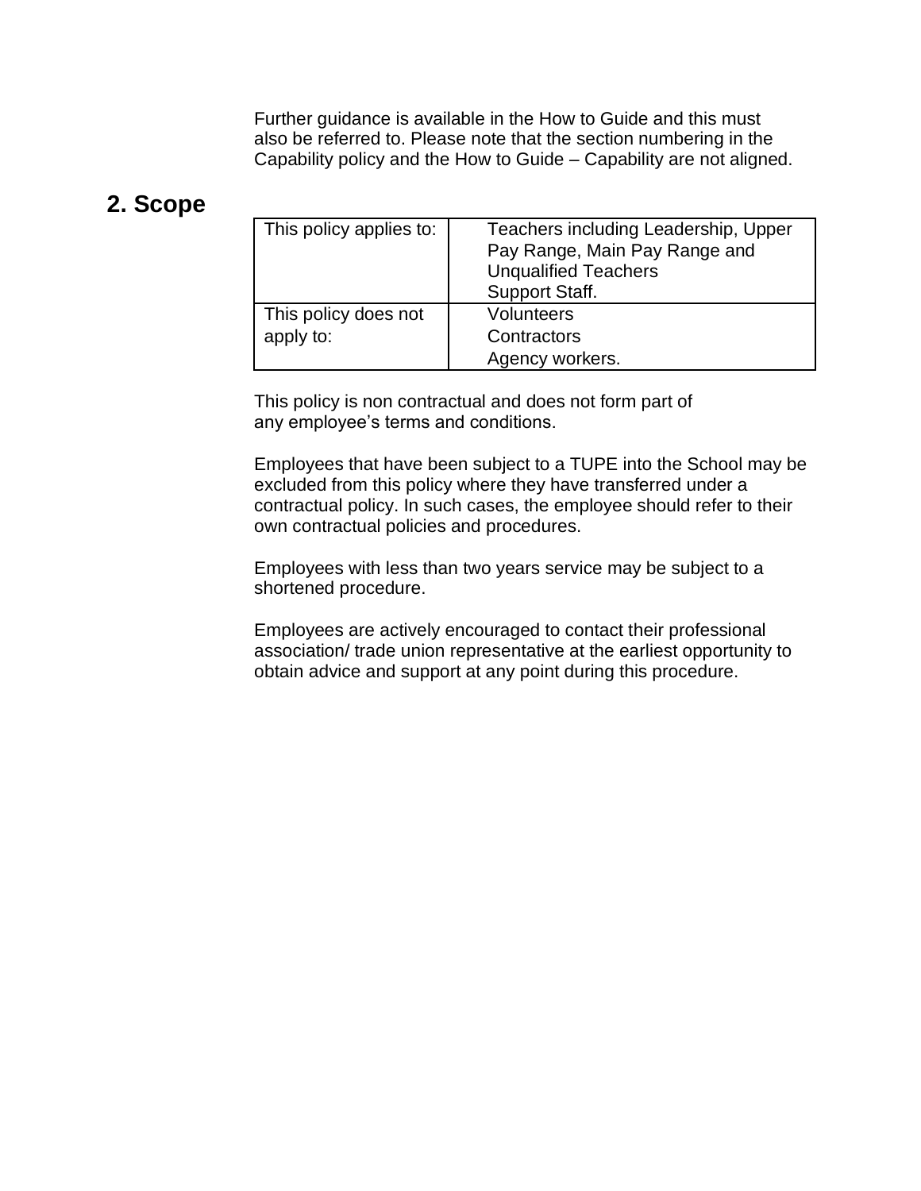Further guidance is available in the How to Guide and this must also be referred to. Please note that the section numbering in the Capability policy and the How to Guide – Capability are not aligned.

## 2. Scope

| This policy applies to: | Teachers including Leadership, Upper Pay Range, Main Pay Range and Unqualified Teachers<br>Support Staff. |
| --- | --- |
| This policy does not apply to: | Volunteers<br>Contractors<br>Agency workers. |

This policy is non contractual and does not form part of any employee's terms and conditions.

Employees that have been subject to a TUPE into the School may be excluded from this policy where they have transferred under a contractual policy. In such cases, the employee should refer to their own contractual policies and procedures.

Employees with less than two years service may be subject to a shortened procedure.

Employees are actively encouraged to contact their professional association/ trade union representative at the earliest opportunity to obtain advice and support at any point during this procedure.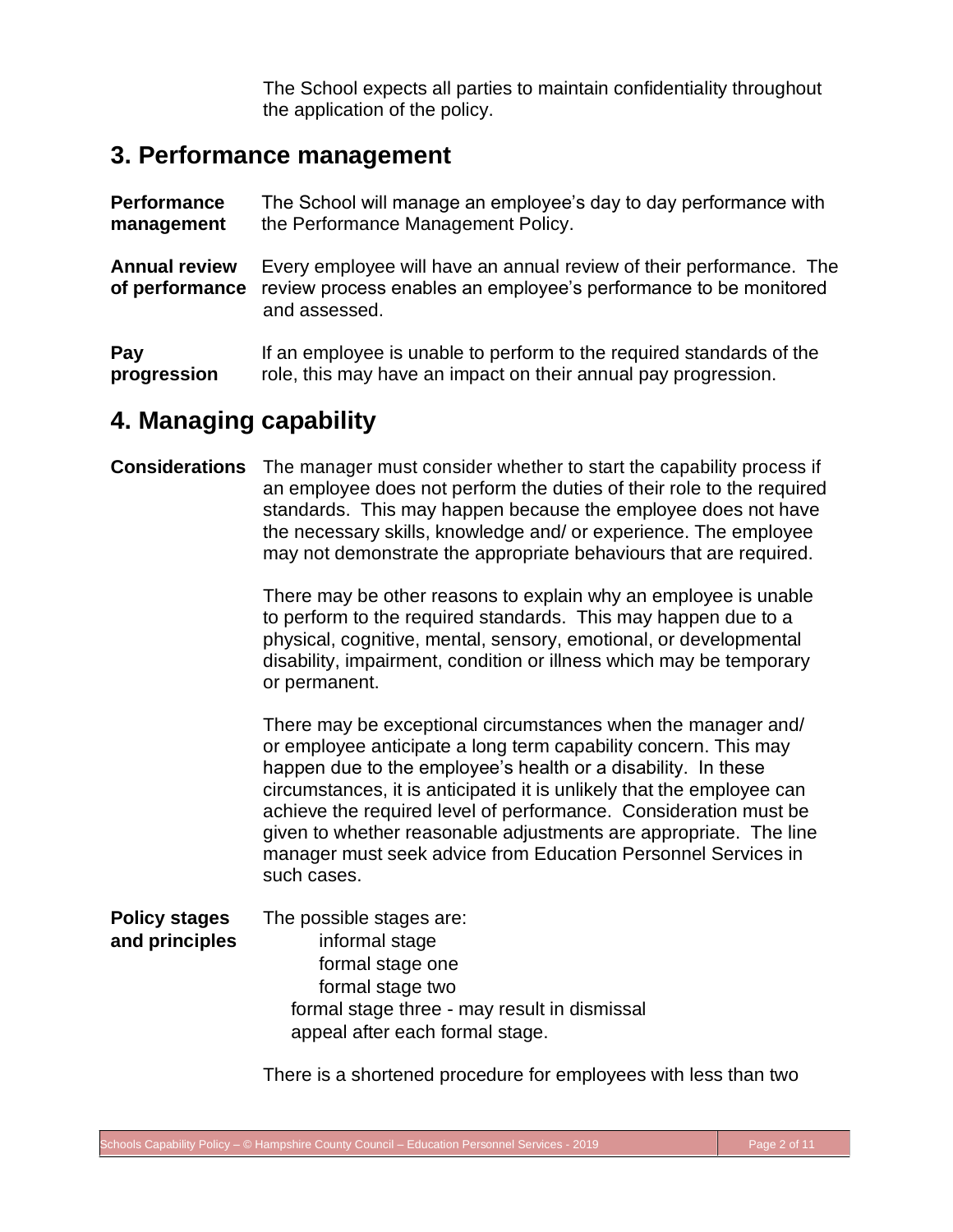The School expects all parties to maintain confidentiality throughout the application of the policy.

## 3. Performance management

**Performance management** The School will manage an employee's day to day performance with the Performance Management Policy.

**Annual review of performance** Every employee will have an annual review of their performance. The review process enables an employee's performance to be monitored and assessed.

**Pay progression** If an employee is unable to perform to the required standards of the role, this may have an impact on their annual pay progression.

## 4. Managing capability

**Considerations** The manager must consider whether to start the capability process if an employee does not perform the duties of their role to the required standards. This may happen because the employee does not have the necessary skills, knowledge and/ or experience. The employee may not demonstrate the appropriate behaviours that are required.

There may be other reasons to explain why an employee is unable to perform to the required standards. This may happen due to a physical, cognitive, mental, sensory, emotional, or developmental disability, impairment, condition or illness which may be temporary or permanent.

There may be exceptional circumstances when the manager and/ or employee anticipate a long term capability concern. This may happen due to the employee's health or a disability. In these circumstances, it is anticipated it is unlikely that the employee can achieve the required level of performance. Consideration must be given to whether reasonable adjustments are appropriate. The line manager must seek advice from Education Personnel Services in such cases.

**Policy stages and principles** The possible stages are:

- informal stage
- formal stage one
- formal stage two
- formal stage three - may result in dismissal
- appeal after each formal stage.

There is a shortened procedure for employees with less than two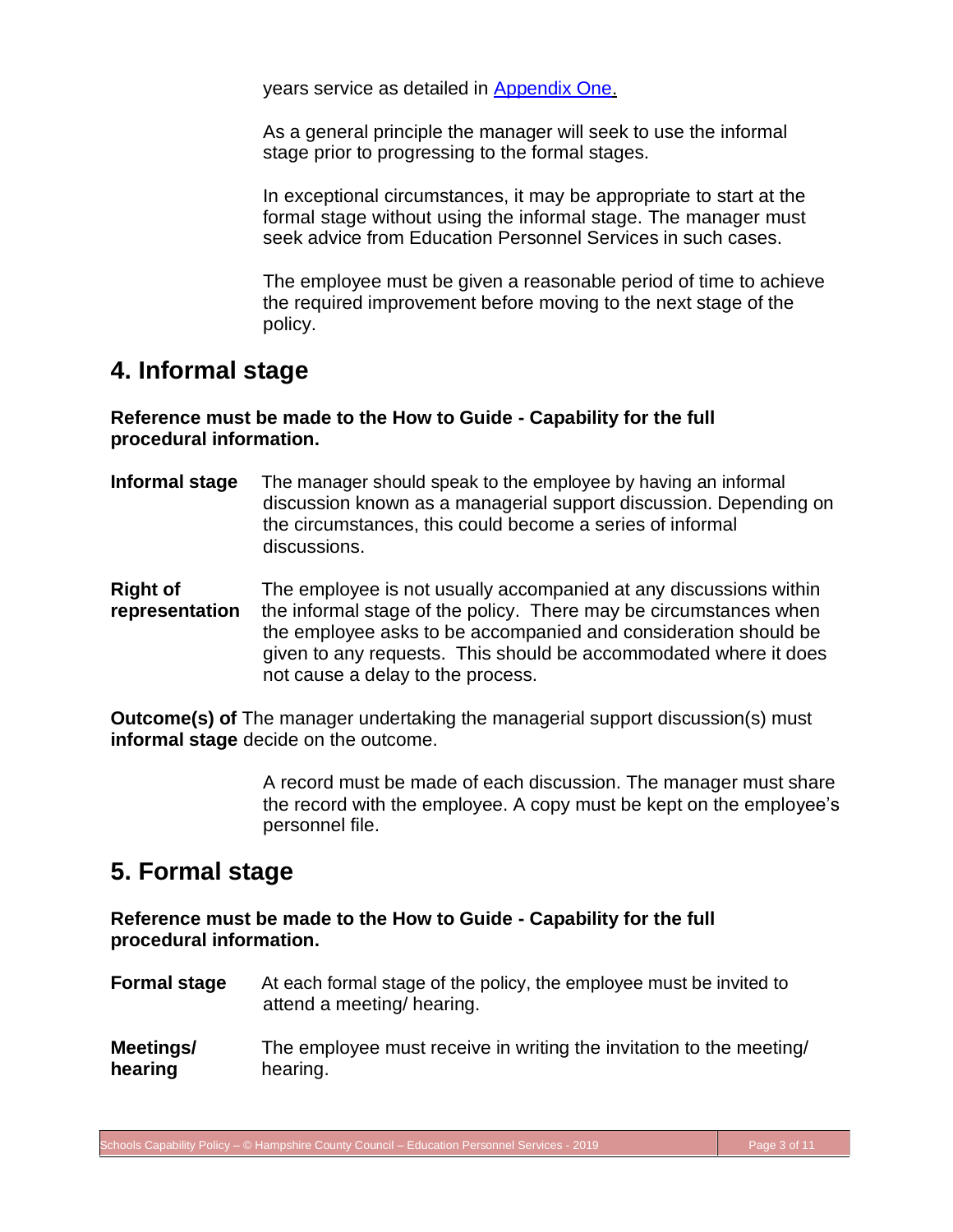years service as detailed in [Appendix One.](#)

As a general principle the manager will seek to use the informal stage prior to progressing to the formal stages.

In exceptional circumstances, it may be appropriate to start at the formal stage without using the informal stage. The manager must seek advice from Education Personnel Services in such cases.

The employee must be given a reasonable period of time to achieve the required improvement before moving to the next stage of the policy.

## 4. Informal stage

**Reference must be made to the How to Guide - Capability for the full procedural information.**

**Informal stage** The manager should speak to the employee by having an informal discussion known as a managerial support discussion. Depending on the circumstances, this could become a series of informal discussions.

**Right of representation** The employee is not usually accompanied at any discussions within the informal stage of the policy. There may be circumstances when the employee asks to be accompanied and consideration should be given to any requests. This should be accommodated where it does not cause a delay to the process.

**Outcome(s) of informal stage** The manager undertaking the managerial support discussion(s) must decide on the outcome.

A record must be made of each discussion. The manager must share the record with the employee. A copy must be kept on the employee's personnel file.

## 5. Formal stage

**Reference must be made to the How to Guide - Capability for the full procedural information.**

**Formal stage** At each formal stage of the policy, the employee must be invited to attend a meeting/ hearing.

**Meetings/ hearing** The employee must receive in writing the invitation to the meeting/ hearing.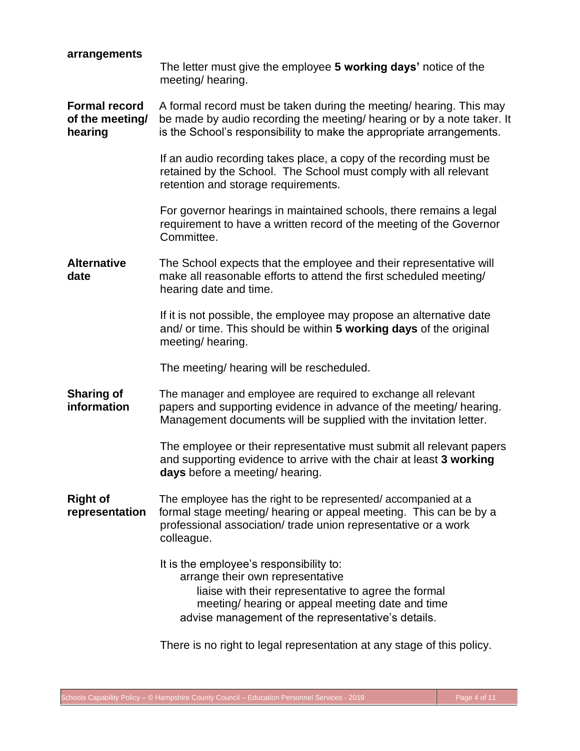**arrangements**

The letter must give the employee **5 working days'** notice of the meeting/ hearing.

**Formal record of the meeting/ hearing**

A formal record must be taken during the meeting/ hearing. This may be made by audio recording the meeting/ hearing or by a note taker. It is the School's responsibility to make the appropriate arrangements.

If an audio recording takes place, a copy of the recording must be retained by the School. The School must comply with all relevant retention and storage requirements.

For governor hearings in maintained schools, there remains a legal requirement to have a written record of the meeting of the Governor Committee.

**Alternative date**

The School expects that the employee and their representative will make all reasonable efforts to attend the first scheduled meeting/ hearing date and time.

If it is not possible, the employee may propose an alternative date and/ or time. This should be within **5 working days** of the original meeting/ hearing.

The meeting/ hearing will be rescheduled.

**Sharing of information**

The manager and employee are required to exchange all relevant papers and supporting evidence in advance of the meeting/ hearing. Management documents will be supplied with the invitation letter.

The employee or their representative must submit all relevant papers and supporting evidence to arrive with the chair at least **3 working days** before a meeting/ hearing.

**Right of representation**

The employee has the right to be represented/ accompanied at a formal stage meeting/ hearing or appeal meeting. This can be by a professional association/ trade union representative or a work colleague.

It is the employee's responsibility to:

- arrange their own representative
- liaise with their representative to agree the formal meeting/ hearing or appeal meeting date and time
- advise management of the representative's details.

There is no right to legal representation at any stage of this policy.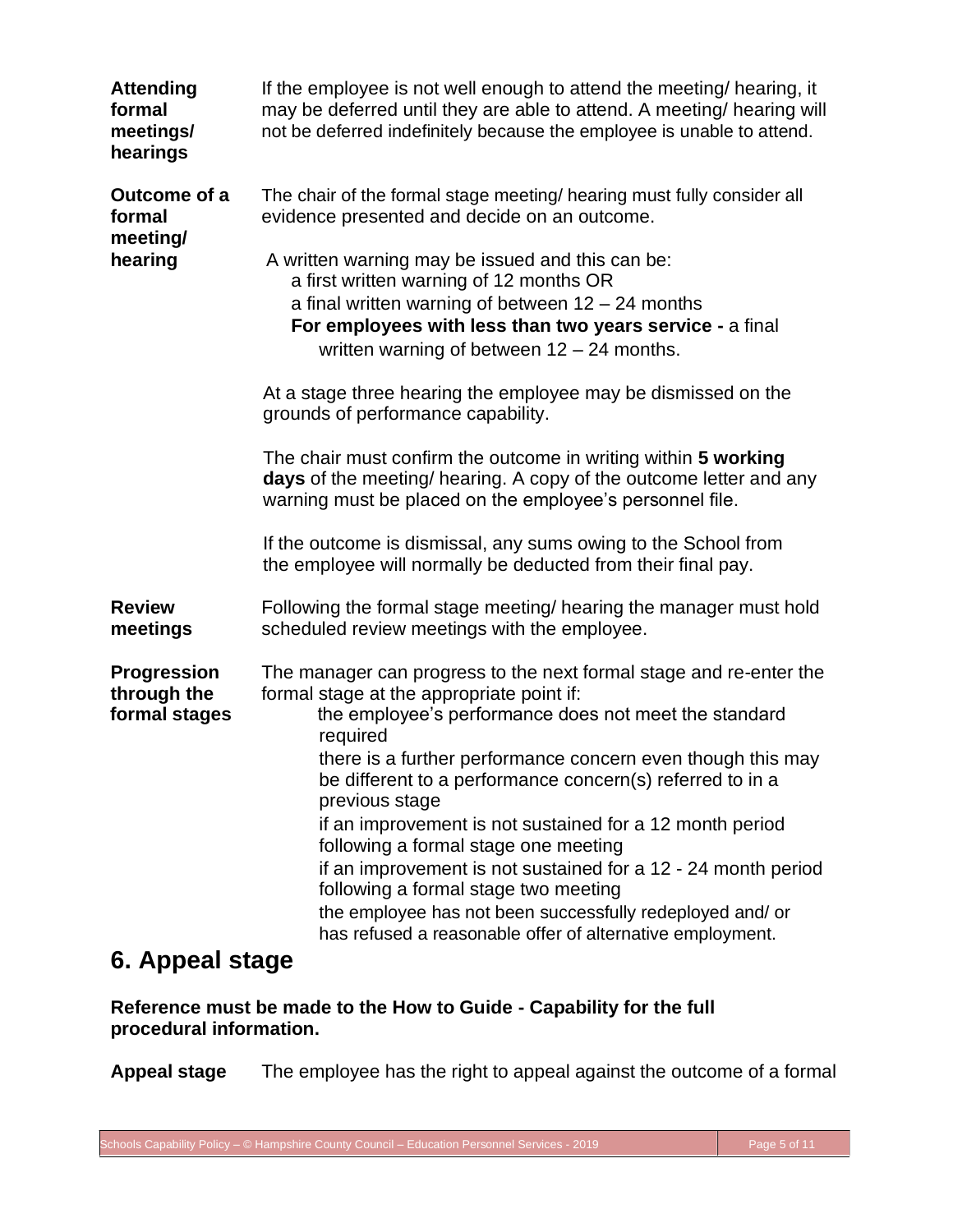**Attending formal meetings/ hearings**

If the employee is not well enough to attend the meeting/ hearing, it may be deferred until they are able to attend. A meeting/ hearing will not be deferred indefinitely because the employee is unable to attend.

**Outcome of a formal meeting/ hearing**

The chair of the formal stage meeting/ hearing must fully consider all evidence presented and decide on an outcome.

A written warning may be issued and this can be:

- a first written warning of 12 months OR
- a final written warning of between 12 – 24 months
- **For employees with less than two years service -** a final written warning of between 12 – 24 months.

At a stage three hearing the employee may be dismissed on the grounds of performance capability.

The chair must confirm the outcome in writing within **5 working days** of the meeting/ hearing. A copy of the outcome letter and any warning must be placed on the employee's personnel file.

If the outcome is dismissal, any sums owing to the School from the employee will normally be deducted from their final pay.

**Review meetings**

Following the formal stage meeting/ hearing the manager must hold scheduled review meetings with the employee.

**Progression through the formal stages**

The manager can progress to the next formal stage and re-enter the formal stage at the appropriate point if:

- the employee's performance does not meet the standard required
- there is a further performance concern even though this may be different to a performance concern(s) referred to in a previous stage
- if an improvement is not sustained for a 12 month period following a formal stage one meeting
- if an improvement is not sustained for a 12 - 24 month period following a formal stage two meeting
- the employee has not been successfully redeployed and/ or has refused a reasonable offer of alternative employment.

## 6. Appeal stage

**Reference must be made to the How to Guide - Capability for the full procedural information.**

**Appeal stage**

The employee has the right to appeal against the outcome of a formal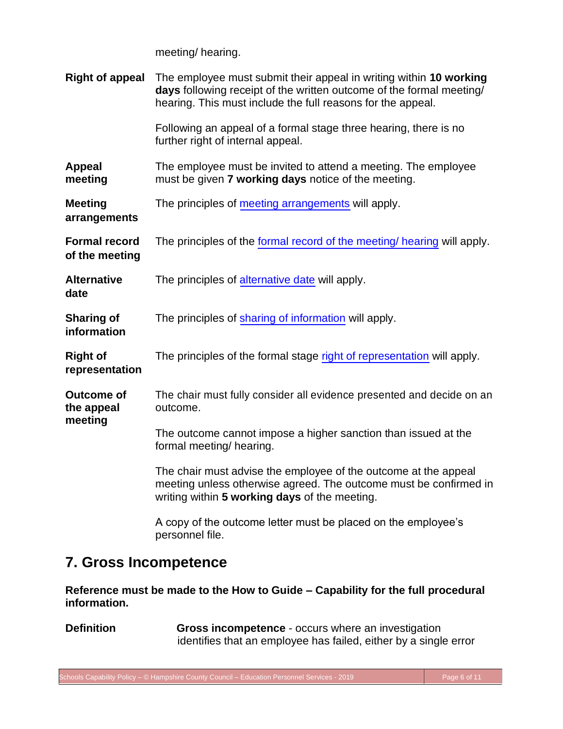meeting/ hearing.

| | |
|---|---|
| **Right of appeal** | The employee must submit their appeal in writing within **10 working days** following receipt of the written outcome of the formal meeting/ hearing. This must include the full reasons for the appeal.<br><br>Following an appeal of a formal stage three hearing, there is no further right of internal appeal. |
| **Appeal meeting** | The employee must be invited to attend a meeting. The employee must be given **7 working days** notice of the meeting. |
| **Meeting arrangements** | The principles of meeting arrangements will apply. |
| **Formal record of the meeting** | The principles of the formal record of the meeting/ hearing will apply. |
| **Alternative date** | The principles of alternative date will apply. |
| **Sharing of information** | The principles of sharing of information will apply. |
| **Right of representation** | The principles of the formal stage right of representation will apply. |
| **Outcome of the appeal meeting** | The chair must fully consider all evidence presented and decide on an outcome.<br><br>The outcome cannot impose a higher sanction than issued at the formal meeting/ hearing.<br><br>The chair must advise the employee of the outcome at the appeal meeting unless otherwise agreed. The outcome must be confirmed in writing within **5 working days** of the meeting.<br><br>A copy of the outcome letter must be placed on the employee's personnel file. |

## 7. Gross Incompetence

**Reference must be made to the How to Guide – Capability for the full procedural information.**

| | |
|---|---|
| **Definition** | **Gross incompetence** - occurs where an investigation identifies that an employee has failed, either by a single error |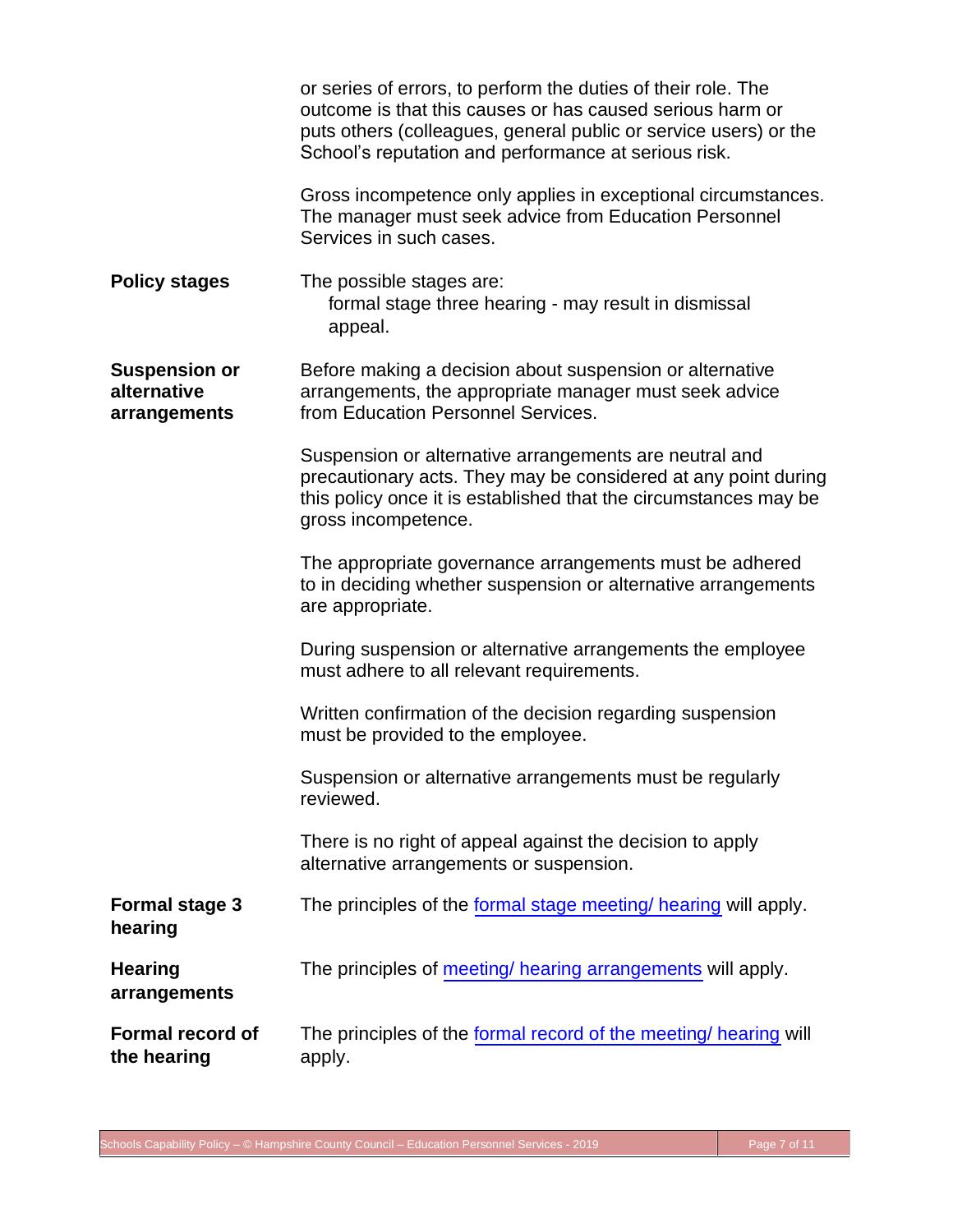or series of errors, to perform the duties of their role. The outcome is that this causes or has caused serious harm or puts others (colleagues, general public or service users) or the School's reputation and performance at serious risk.

Gross incompetence only applies in exceptional circumstances. The manager must seek advice from Education Personnel Services in such cases.

**Policy stages**

The possible stages are:

- formal stage three hearing - may result in dismissal
- appeal.

**Suspension or alternative arrangements**

Before making a decision about suspension or alternative arrangements, the appropriate manager must seek advice from Education Personnel Services.

Suspension or alternative arrangements are neutral and precautionary acts. They may be considered at any point during this policy once it is established that the circumstances may be gross incompetence.

The appropriate governance arrangements must be adhered to in deciding whether suspension or alternative arrangements are appropriate.

During suspension or alternative arrangements the employee must adhere to all relevant requirements.

Written confirmation of the decision regarding suspension must be provided to the employee.

Suspension or alternative arrangements must be regularly reviewed.

There is no right of appeal against the decision to apply alternative arrangements or suspension.

**Formal stage 3 hearing**

The principles of the formal stage meeting/ hearing will apply.

**Hearing arrangements**

The principles of meeting/ hearing arrangements will apply.

**Formal record of the hearing**

The principles of the formal record of the meeting/ hearing will apply.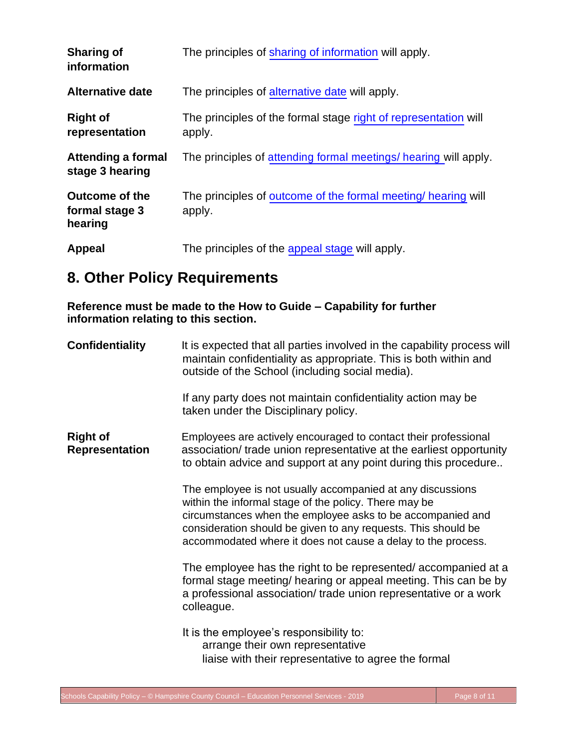| | |
|---|---|
| **Sharing of information** | The principles of sharing of information will apply. |
| **Alternative date** | The principles of alternative date will apply. |
| **Right of representation** | The principles of the formal stage right of representation will apply. |
| **Attending a formal stage 3 hearing** | The principles of attending formal meetings/ hearing will apply. |
| **Outcome of the formal stage 3 hearing** | The principles of outcome of the formal meeting/ hearing will apply. |
| **Appeal** | The principles of the appeal stage will apply. |

## 8. Other Policy Requirements

**Reference must be made to the How to Guide – Capability for further information relating to this section.**

**Confidentiality**

It is expected that all parties involved in the capability process will maintain confidentiality as appropriate. This is both within and outside of the School (including social media).

If any party does not maintain confidentiality action may be taken under the Disciplinary policy.

**Right of Representation**

Employees are actively encouraged to contact their professional association/ trade union representative at the earliest opportunity to obtain advice and support at any point during this procedure..

The employee is not usually accompanied at any discussions within the informal stage of the policy. There may be circumstances when the employee asks to be accompanied and consideration should be given to any requests. This should be accommodated where it does not cause a delay to the process.

The employee has the right to be represented/ accompanied at a formal stage meeting/ hearing or appeal meeting. This can be by a professional association/ trade union representative or a work colleague.

It is the employee's responsibility to:

- arrange their own representative
- liaise with their representative to agree the formal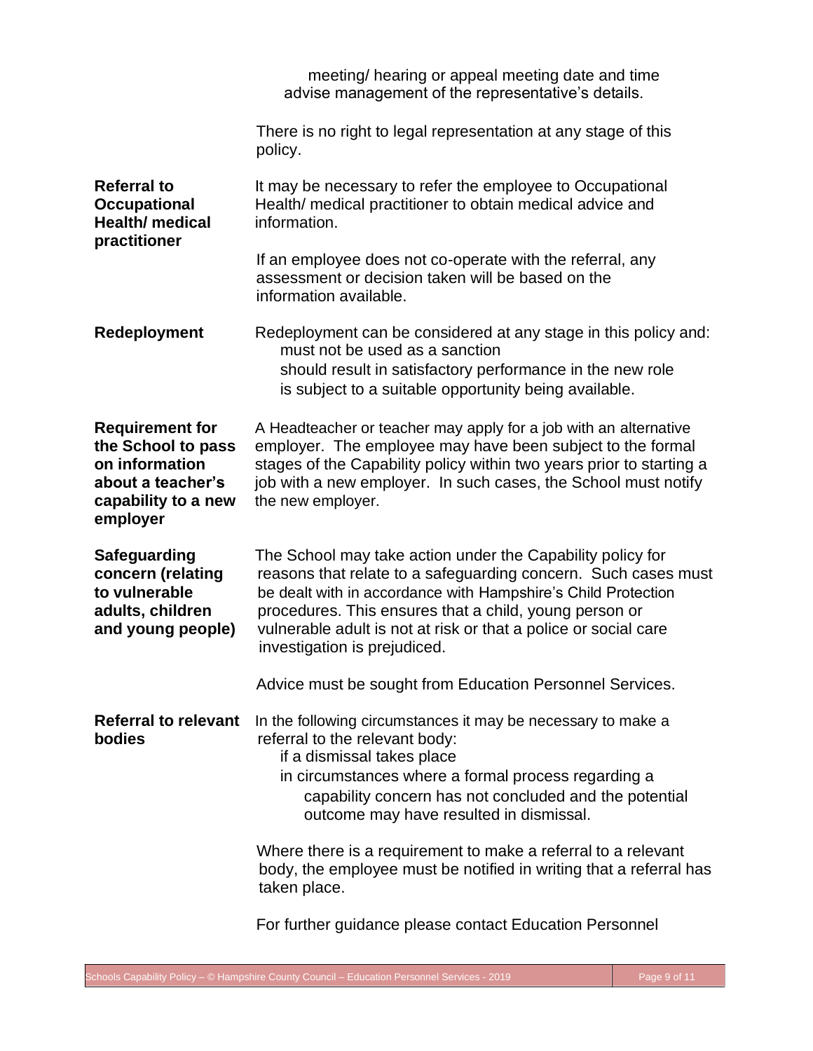meeting/ hearing or appeal meeting date and time advise management of the representative's details.

There is no right to legal representation at any stage of this policy.

**Referral to Occupational Health/ medical practitioner**

It may be necessary to refer the employee to Occupational Health/ medical practitioner to obtain medical advice and information.

If an employee does not co-operate with the referral, any assessment or decision taken will be based on the information available.

**Redeployment**

Redeployment can be considered at any stage in this policy and:

- must not be used as a sanction
- should result in satisfactory performance in the new role
- is subject to a suitable opportunity being available.

**Requirement for the School to pass on information about a teacher's capability to a new employer**

A Headteacher or teacher may apply for a job with an alternative employer. The employee may have been subject to the formal stages of the Capability policy within two years prior to starting a job with a new employer. In such cases, the School must notify the new employer.

**Safeguarding concern (relating to vulnerable adults, children and young people)**

The School may take action under the Capability policy for reasons that relate to a safeguarding concern. Such cases must be dealt with in accordance with Hampshire's Child Protection procedures. This ensures that a child, young person or vulnerable adult is not at risk or that a police or social care investigation is prejudiced.

Advice must be sought from Education Personnel Services.

**Referral to relevant bodies**

In the following circumstances it may be necessary to make a referral to the relevant body:

- if a dismissal takes place
- in circumstances where a formal process regarding a
  - capability concern has not concluded and the potential outcome may have resulted in dismissal.

Where there is a requirement to make a referral to a relevant body, the employee must be notified in writing that a referral has taken place.

For further guidance please contact Education Personnel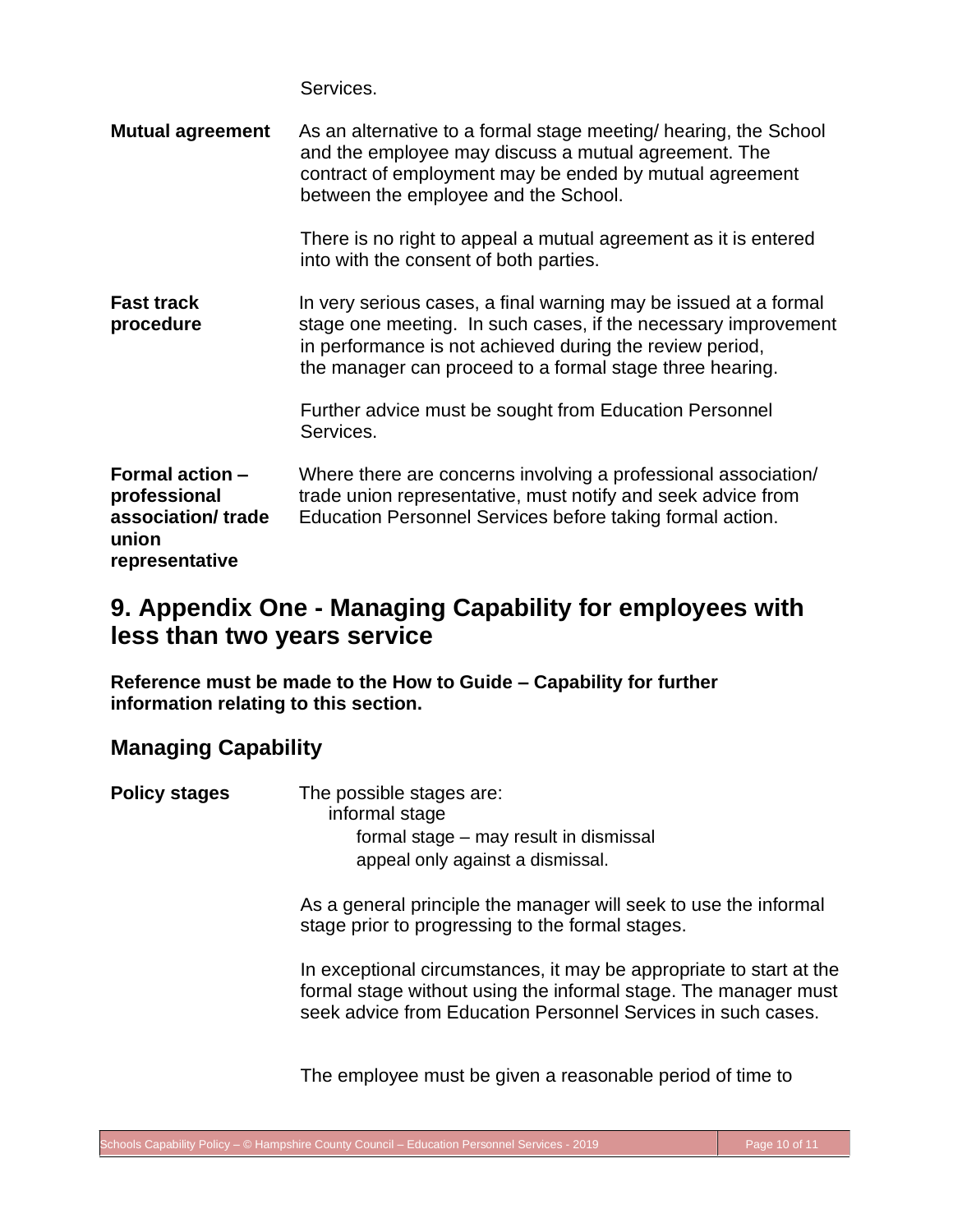Services.

**Mutual agreement**

As an alternative to a formal stage meeting/ hearing, the School and the employee may discuss a mutual agreement. The contract of employment may be ended by mutual agreement between the employee and the School.

There is no right to appeal a mutual agreement as it is entered into with the consent of both parties.

**Fast track procedure**

In very serious cases, a final warning may be issued at a formal stage one meeting. In such cases, if the necessary improvement in performance is not achieved during the review period, the manager can proceed to a formal stage three hearing.

Further advice must be sought from Education Personnel Services.

**Formal action – professional association/ trade union representative**

Where there are concerns involving a professional association/ trade union representative, must notify and seek advice from Education Personnel Services before taking formal action.

## 9. Appendix One - Managing Capability for employees with less than two years service

**Reference must be made to the How to Guide – Capability for further information relating to this section.**

### Managing Capability

**Policy stages**

The possible stages are:

- informal stage
    - formal stage – may result in dismissal
    - appeal only against a dismissal.

As a general principle the manager will seek to use the informal stage prior to progressing to the formal stages.

In exceptional circumstances, it may be appropriate to start at the formal stage without using the informal stage. The manager must seek advice from Education Personnel Services in such cases.

The employee must be given a reasonable period of time to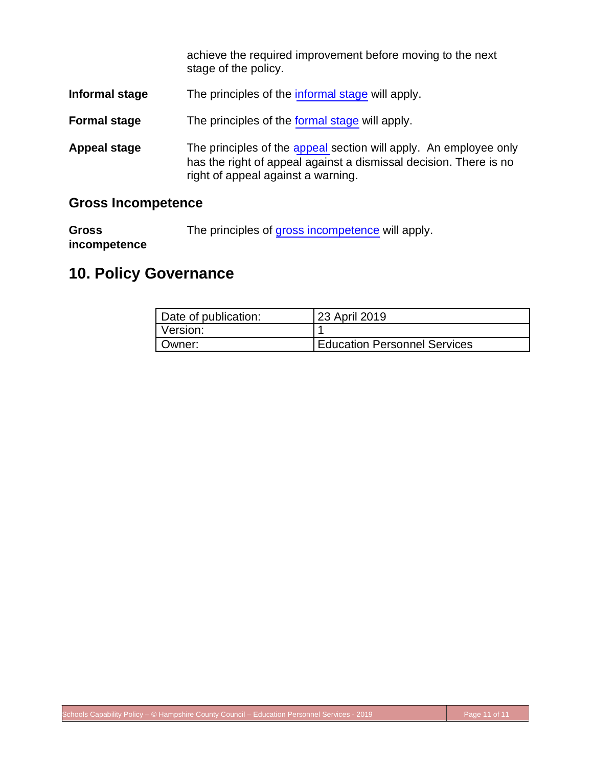achieve the required improvement before moving to the next stage of the policy.

| | |
|---|---|
| **Informal stage** | The principles of the informal stage will apply. |
| **Formal stage** | The principles of the formal stage will apply. |
| **Appeal stage** | The principles of the appeal section will apply. An employee only has the right of appeal against a dismissal decision. There is no right of appeal against a warning. |

### Gross Incompetence

| | |
|---|---|
| **Gross incompetence** | The principles of gross incompetence will apply. |

## 10. Policy Governance

| | |
|---|---|
| Date of publication: | 23 April 2019 |
| Version: | 1 |
| Owner: | Education Personnel Services |